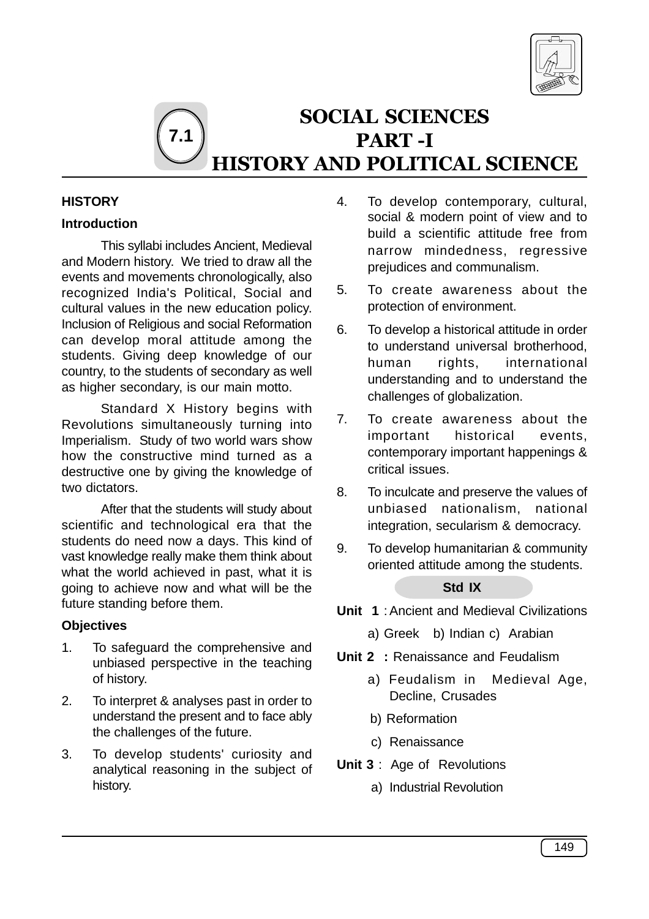# 7.1 SOCIAL SCIENCES PART -I HISTORY AND POLITICAL SCIENCE

## HISTORY

### Introduction

This syllabi includes Ancient, Medieval and Modern history. We tried to draw all the events and movements chronologically, also recognized India's Political, Social and cultural values in the new education policy. Inclusion of Religious and social Reformation can develop moral attitude among the students. Giving deep knowledge of our country, to the students of secondary as well as higher secondary, is our main motto.

Standard X History begins with Revolutions simultaneously turning into Imperialism. Study of two world wars show how the constructive mind turned as a destructive one by giving the knowledge of two dictators.

After that the students will study about scientific and technological era that the students do need now a days. This kind of vast knowledge really make them think about what the world achieved in past, what it is going to achieve now and what will be the future standing before them.

### Objectives

1. To safeguard the comprehensive and unbiased perspective in the teaching of history.
2. To interpret & analyses past in order to understand the present and to face ably the challenges of the future.
3. To develop students' curiosity and analytical reasoning in the subject of history.
4. To develop contemporary, cultural, social & modern point of view and to build a scientific attitude free from narrow mindedness, regressive prejudices and communalism.
5. To create awareness about the protection of environment.
6. To develop a historical attitude in order to understand universal brotherhood, human rights, international understanding and to understand the challenges of globalization.
7. To create awareness about the important historical events, contemporary important happenings & critical issues.
8. To inculcate and preserve the values of unbiased nationalism, national integration, secularism & democracy.
9. To develop humanitarian & community oriented attitude among the students.

### Std IX

**Unit 1** : Ancient and Medieval Civilizations

a) Greek b) Indian c) Arabian

**Unit 2 :** Renaissance and Feudalism

a) Feudalism in Medieval Age, Decline, Crusades

b) Reformation

c) Renaissance

**Unit 3** : Age of Revolutions

a) Industrial Revolution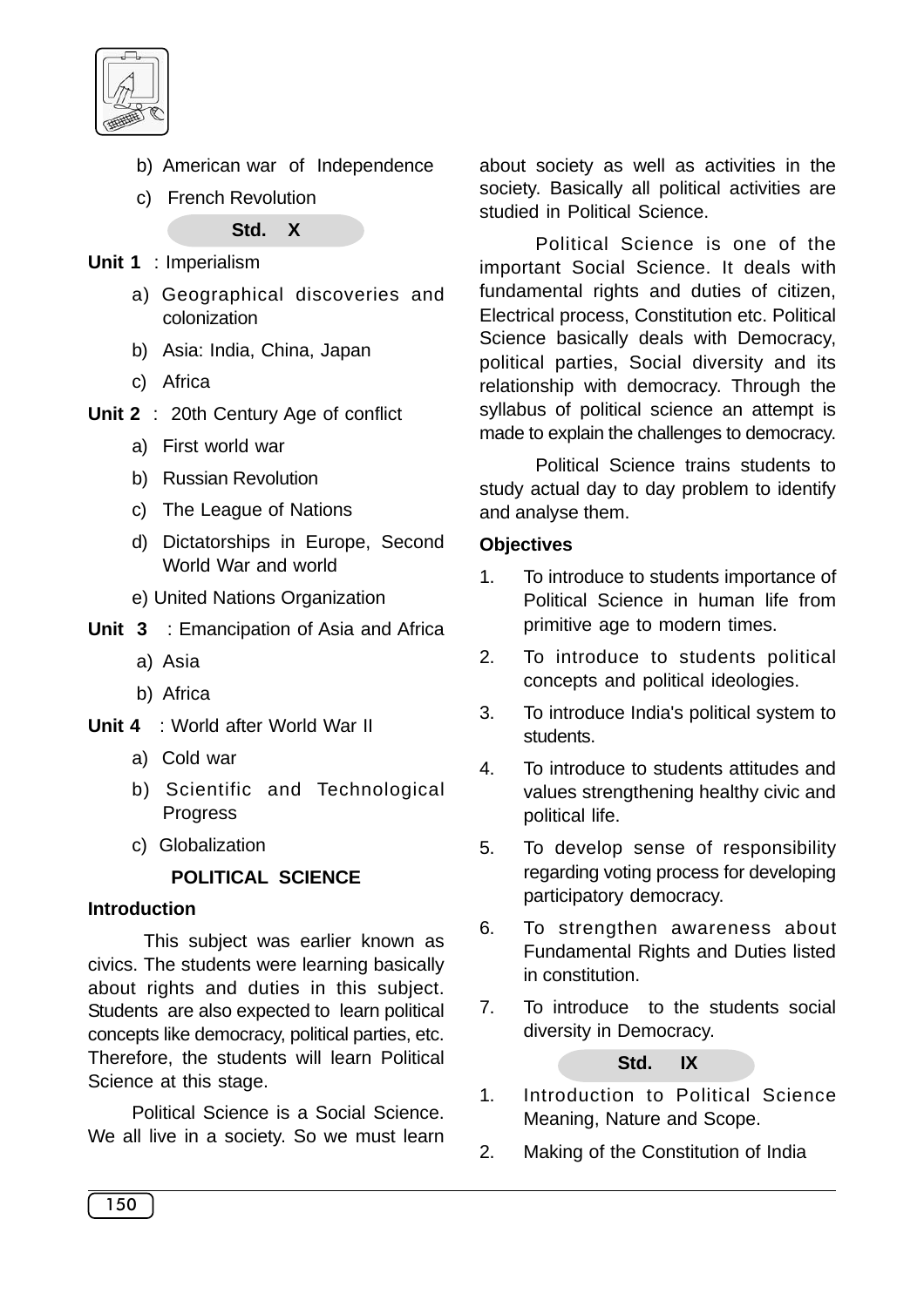b) American war of Independence

c) French Revolution

**Std. X**

**Unit 1** : Imperialism

a) Geographical discoveries and colonization

b) Asia: India, China, Japan

c) Africa

**Unit 2** : 20th Century Age of conflict

a) First world war

b) Russian Revolution

c) The League of Nations

d) Dictatorships in Europe, Second World War and world

e) United Nations Organization

**Unit 3** : Emancipation of Asia and Africa

a) Asia

b) Africa

**Unit 4** : World after World War II

a) Cold war

b) Scientific and Technological Progress

c) Globalization

## POLITICAL SCIENCE

### Introduction

This subject was earlier known as civics. The students were learning basically about rights and duties in this subject. Students are also expected to learn political concepts like democracy, political parties, etc. Therefore, the students will learn Political Science at this stage.

Political Science is a Social Science. We all live in a society. So we must learn about society as well as activities in the society. Basically all political activities are studied in Political Science.

Political Science is one of the important Social Science. It deals with fundamental rights and duties of citizen, Electrical process, Constitution etc. Political Science basically deals with Democracy, political parties, Social diversity and its relationship with democracy. Through the syllabus of political science an attempt is made to explain the challenges to democracy.

Political Science trains students to study actual day to day problem to identify and analyse them.

### Objectives

1. To introduce to students importance of Political Science in human life from primitive age to modern times.
2. To introduce to students political concepts and political ideologies.
3. To introduce India's political system to students.
4. To introduce to students attitudes and values strengthening healthy civic and political life.
5. To develop sense of responsibility regarding voting process for developing participatory democracy.
6. To strengthen awareness about Fundamental Rights and Duties listed in constitution.
7. To introduce to the students social diversity in Democracy.

**Std. IX**

1. Introduction to Political Science Meaning, Nature and Scope.
2. Making of the Constitution of India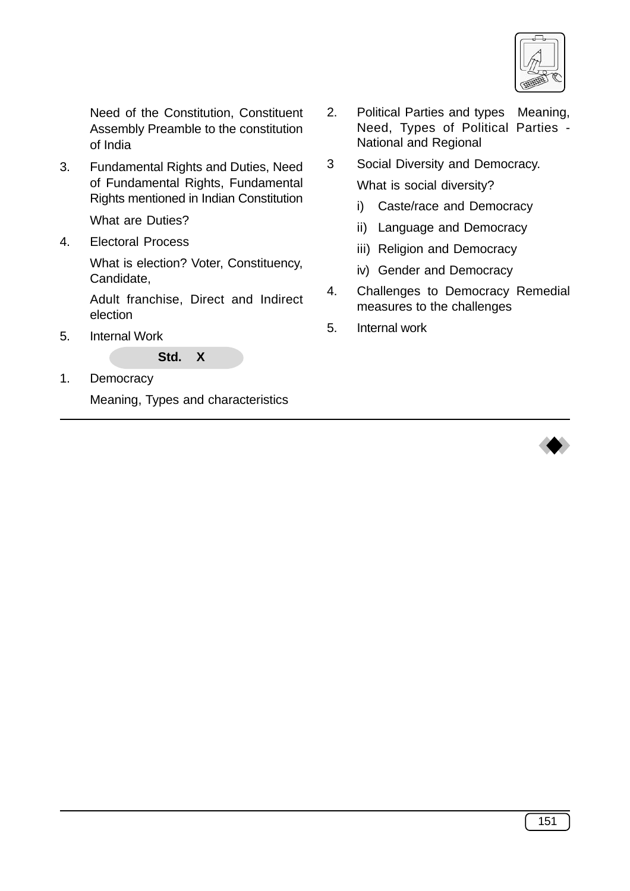Need of the Constitution, Constituent Assembly Preamble to the constitution of India

3. Fundamental Rights and Duties, Need of Fundamental Rights, Fundamental Rights mentioned in Indian Constitution

   What are Duties?

4. Electoral Process

   What is election? Voter, Constituency, Candidate,

   Adult franchise, Direct and Indirect election

5. Internal Work

**Std. X**

1. Democracy

   Meaning, Types and characteristics

2. Political Parties and types Meaning, Need, Types of Political Parties - National and Regional

3 Social Diversity and Democracy.

   What is social diversity?

   i) Caste/race and Democracy

   ii) Language and Democracy

   iii) Religion and Democracy

   iv) Gender and Democracy

4. Challenges to Democracy Remedial measures to the challenges

5. Internal work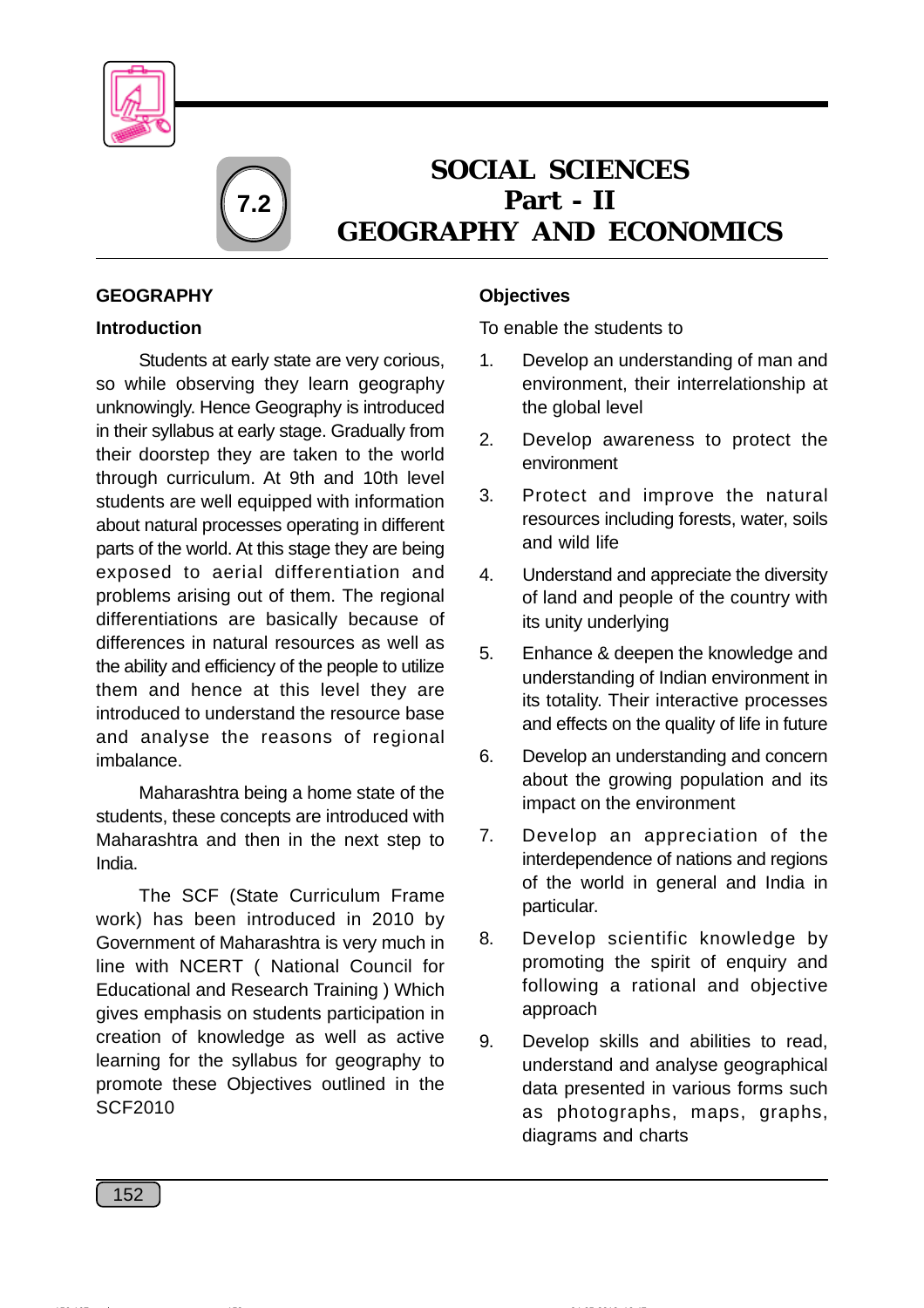# 7.2

# SOCIAL SCIENCES
# Part - II
# GEOGRAPHY AND ECONOMICS

## GEOGRAPHY

### Introduction

Students at early state are very corious, so while observing they learn geography unknowingly. Hence Geography is introduced in their syllabus at early stage. Gradually from their doorstep they are taken to the world through curriculum. At 9th and 10th level students are well equipped with information about natural processes operating in different parts of the world. At this stage they are being exposed to aerial differentiation and problems arising out of them. The regional differentiations are basically because of differences in natural resources as well as the ability and efficiency of the people to utilize them and hence at this level they are introduced to understand the resource base and analyse the reasons of regional imbalance.

Maharashtra being a home state of the students, these concepts are introduced with Maharashtra and then in the next step to India.

The SCF (State Curriculum Frame work) has been introduced in 2010 by Government of Maharashtra is very much in line with NCERT ( National Council for Educational and Research Training ) Which gives emphasis on students participation in creation of knowledge as well as active learning for the syllabus for geography to promote these Objectives outlined in the SCF2010

### Objectives

To enable the students to

1. Develop an understanding of man and environment, their interrelationship at the global level
2. Develop awareness to protect the environment
3. Protect and improve the natural resources including forests, water, soils and wild life
4. Understand and appreciate the diversity of land and people of the country with its unity underlying
5. Enhance & deepen the knowledge and understanding of Indian environment in its totality. Their interactive processes and effects on the quality of life in future
6. Develop an understanding and concern about the growing population and its impact on the environment
7. Develop an appreciation of the interdependence of nations and regions of the world in general and India in particular.
8. Develop scientific knowledge by promoting the spirit of enquiry and following a rational and objective approach
9. Develop skills and abilities to read, understand and analyse geographical data presented in various forms such as photographs, maps, graphs, diagrams and charts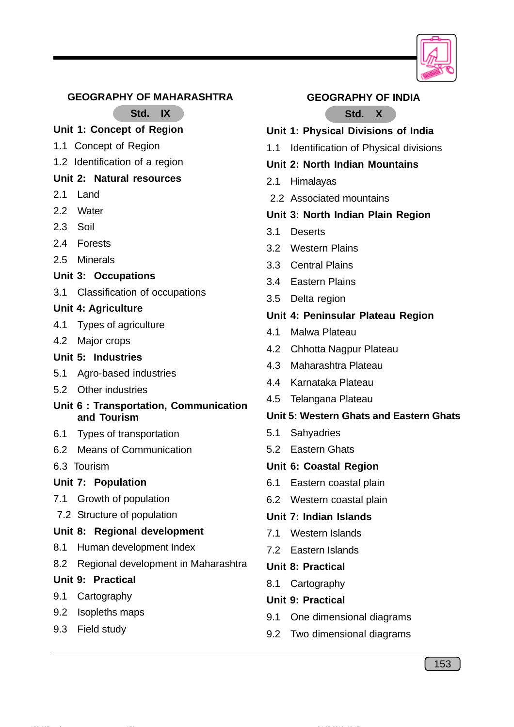## GEOGRAPHY OF MAHARASHTRA

**Std. IX**

**Unit 1: Concept of Region**

1.1 Concept of Region

1.2 Identification of a region

**Unit 2: Natural resources**

2.1 Land

2.2 Water

2.3 Soil

2.4 Forests

2.5 Minerals

**Unit 3: Occupations**

3.1 Classification of occupations

**Unit 4: Agriculture**

4.1 Types of agriculture

4.2 Major crops

**Unit 5: Industries**

5.1 Agro-based industries

5.2 Other industries

**Unit 6 : Transportation, Communication and Tourism**

6.1 Types of transportation

6.2 Means of Communication

6.3 Tourism

**Unit 7: Population**

7.1 Growth of population

7.2 Structure of population

**Unit 8: Regional development**

8.1 Human development Index

8.2 Regional development in Maharashtra

**Unit 9: Practical**

9.1 Cartography

9.2 Isopleths maps

9.3 Field study

## GEOGRAPHY OF INDIA

**Std. X**

**Unit 1: Physical Divisions of India**

1.1 Identification of Physical divisions

**Unit 2: North Indian Mountains**

2.1 Himalayas

2.2 Associated mountains

**Unit 3: North Indian Plain Region**

3.1 Deserts

3.2 Western Plains

3.3 Central Plains

3.4 Eastern Plains

3.5 Delta region

**Unit 4: Peninsular Plateau Region**

4.1 Malwa Plateau

4.2 Chhotta Nagpur Plateau

4.3 Maharashtra Plateau

4.4 Karnataka Plateau

4.5 Telangana Plateau

**Unit 5: Western Ghats and Eastern Ghats**

5.1 Sahyadries

5.2 Eastern Ghats

**Unit 6: Coastal Region**

6.1 Eastern coastal plain

6.2 Western coastal plain

**Unit 7: Indian Islands**

7.1 Western Islands

7.2 Eastern Islands

**Unit 8: Practical**

8.1 Cartography

**Unit 9: Practical**

9.1 One dimensional diagrams

9.2 Two dimensional diagrams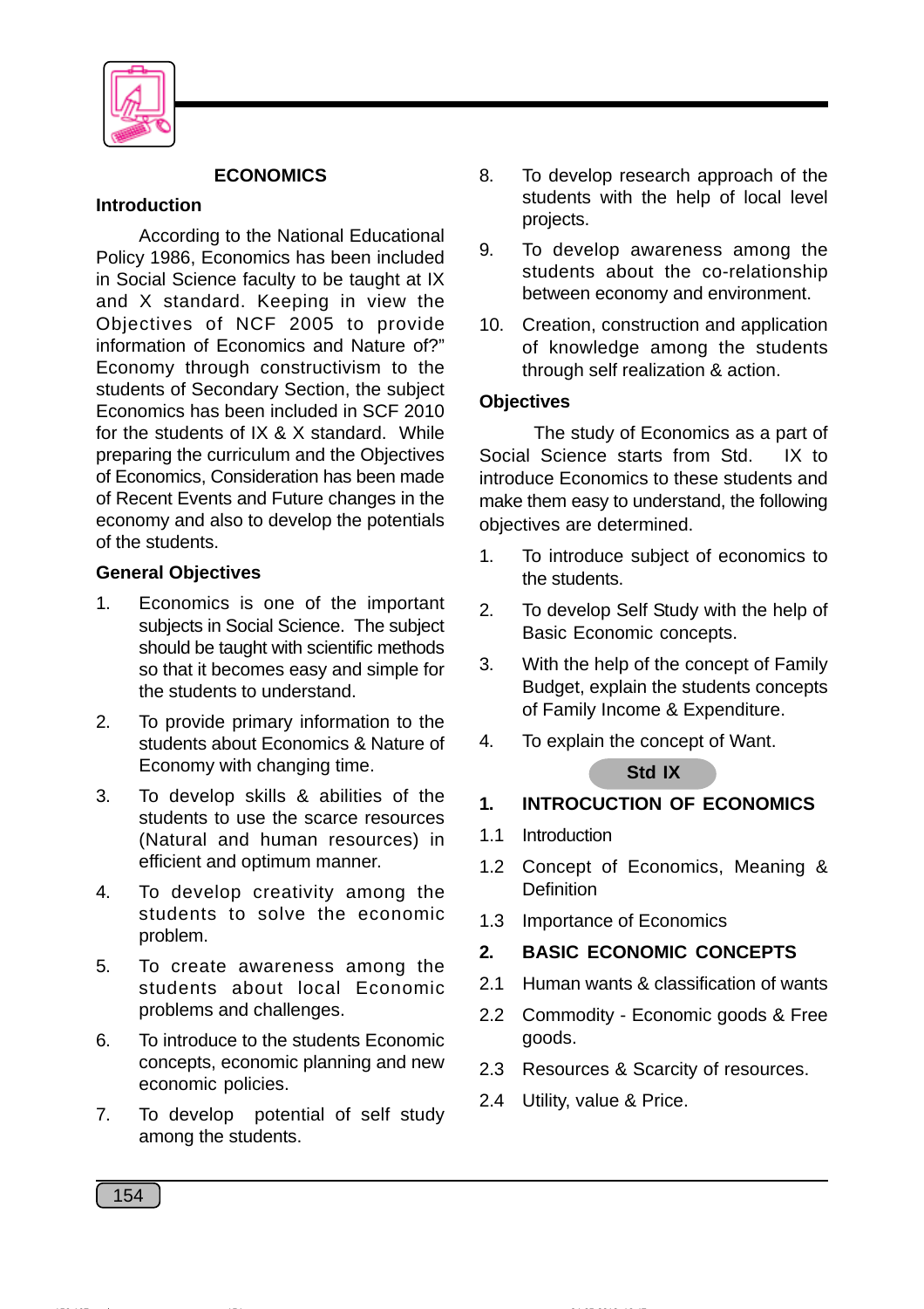## ECONOMICS

### Introduction

According to the National Educational Policy 1986, Economics has been included in Social Science faculty to be taught at IX and X standard. Keeping in view the Objectives of NCF 2005 to provide information of Economics and Nature of?" Economy through constructivism to the students of Secondary Section, the subject Economics has been included in SCF 2010 for the students of IX & X standard. While preparing the curriculum and the Objectives of Economics, Consideration has been made of Recent Events and Future changes in the economy and also to develop the potentials of the students.

### General Objectives

1. Economics is one of the important subjects in Social Science. The subject should be taught with scientific methods so that it becomes easy and simple for the students to understand.
2. To provide primary information to the students about Economics & Nature of Economy with changing time.
3. To develop skills & abilities of the students to use the scarce resources (Natural and human resources) in efficient and optimum manner.
4. To develop creativity among the students to solve the economic problem.
5. To create awareness among the students about local Economic problems and challenges.
6. To introduce to the students Economic concepts, economic planning and new economic policies.
7. To develop potential of self study among the students.
8. To develop research approach of the students with the help of local level projects.
9. To develop awareness among the students about the co-relationship between economy and environment.
10. Creation, construction and application of knowledge among the students through self realization & action.

### Objectives

The study of Economics as a part of Social Science starts from Std. IX to introduce Economics to these students and make them easy to understand, the following objectives are determined.

1. To introduce subject of economics to the students.
2. To develop Self Study with the help of Basic Economic concepts.
3. With the help of the concept of Family Budget, explain the students concepts of Family Income & Expenditure.
4. To explain the concept of Want.

**Std IX**

**1. INTROCUCTION OF ECONOMICS**

1.1 Introduction

1.2 Concept of Economics, Meaning & Definition

1.3 Importance of Economics

**2. BASIC ECONOMIC CONCEPTS**

2.1 Human wants & classification of wants

2.2 Commodity - Economic goods & Free goods.

2.3 Resources & Scarcity of resources.

2.4 Utility, value & Price.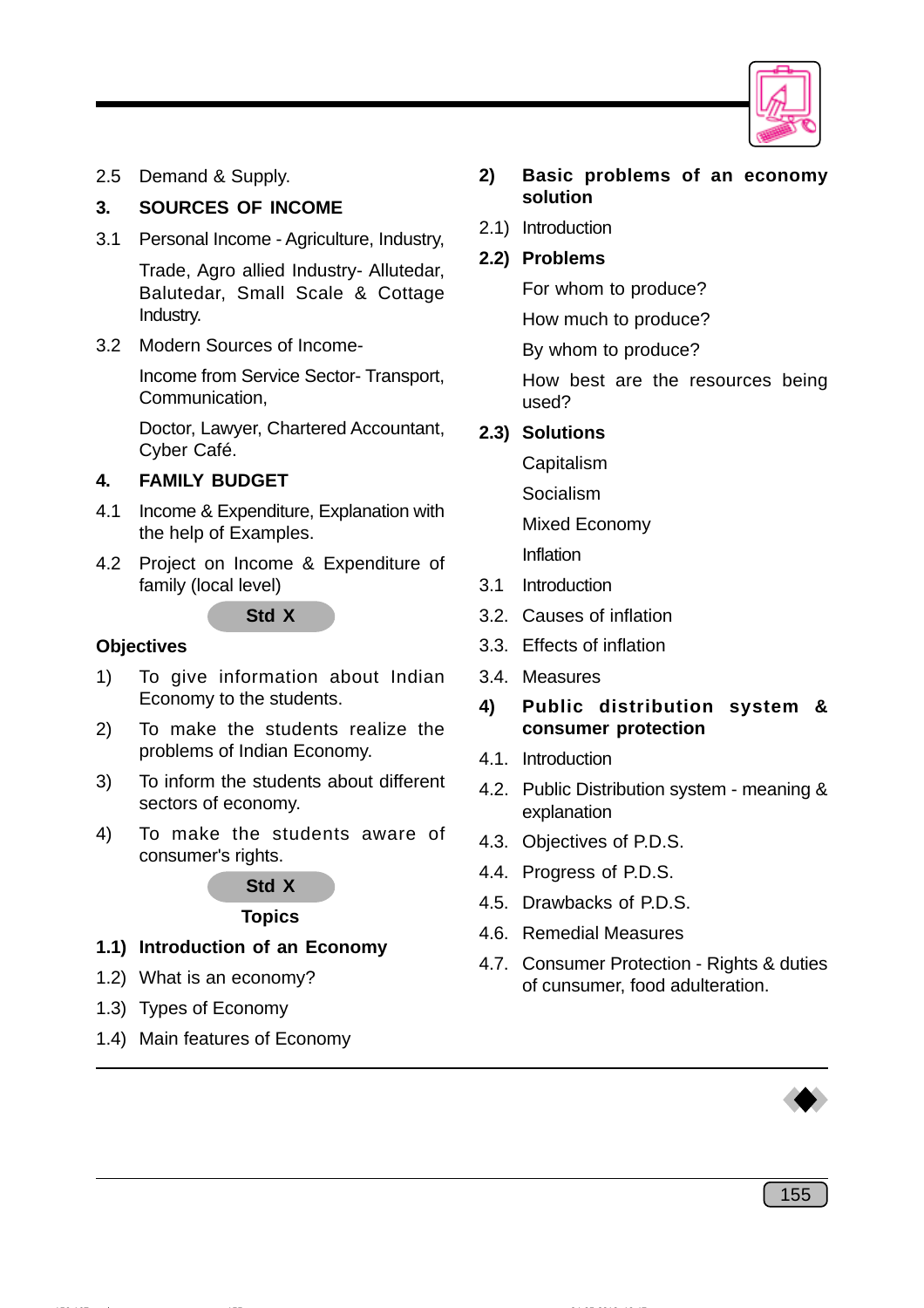2.5 Demand & Supply.

**3. SOURCES OF INCOME**

3.1 Personal Income - Agriculture, Industry,

Trade, Agro allied Industry- Allutedar, Balutedar, Small Scale & Cottage Industry.

3.2 Modern Sources of Income-

Income from Service Sector- Transport, Communication,

Doctor, Lawyer, Chartered Accountant, Cyber Café.

**4. FAMILY BUDGET**

4.1 Income & Expenditure, Explanation with the help of Examples.

4.2 Project on Income & Expenditure of family (local level)

**Std X**

**Objectives**

1) To give information about Indian Economy to the students.
2) To make the students realize the problems of Indian Economy.
3) To inform the students about different sectors of economy.
4) To make the students aware of consumer's rights.

**Std X**

**Topics**

**1.1) Introduction of an Economy**

1.2) What is an economy?

1.3) Types of Economy

1.4) Main features of Economy

**2) Basic problems of an economy solution**

2.1) Introduction

**2.2) Problems**

For whom to produce?

How much to produce?

By whom to produce?

How best are the resources being used?

**2.3) Solutions**

Capitalism

Socialism

Mixed Economy

Inflation

3.1 Introduction

3.2. Causes of inflation

3.3. Effects of inflation

3.4. Measures

**4) Public distribution system & consumer protection**

4.1. Introduction

4.2. Public Distribution system - meaning & explanation

4.3. Objectives of P.D.S.

4.4. Progress of P.D.S.

4.5. Drawbacks of P.D.S.

4.6. Remedial Measures

4.7. Consumer Protection - Rights & duties of cunsumer, food adulteration.